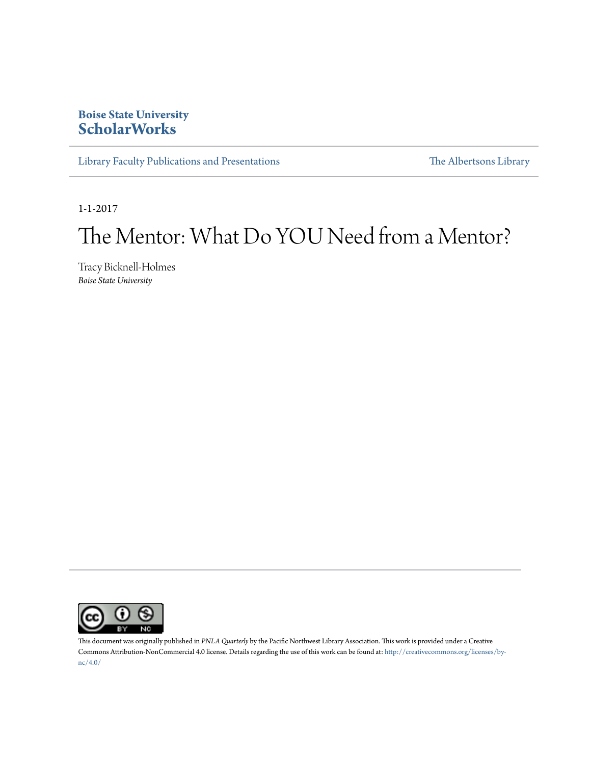Boise State University
**ScholarWorks**

Library Faculty Publications and Presentations

The Albertsons Library

1-1-2017

# The Mentor: What Do YOU Need from a Mentor?

Tracy Bicknell-Holmes
*Boise State University*

This document was originally published in *PNLA Quarterly* by the Pacific Northwest Library Association. This work is provided under a Creative Commons Attribution-NonCommercial 4.0 license. Details regarding the use of this work can be found at: http://creativecommons.org/licenses/by-nc/4.0/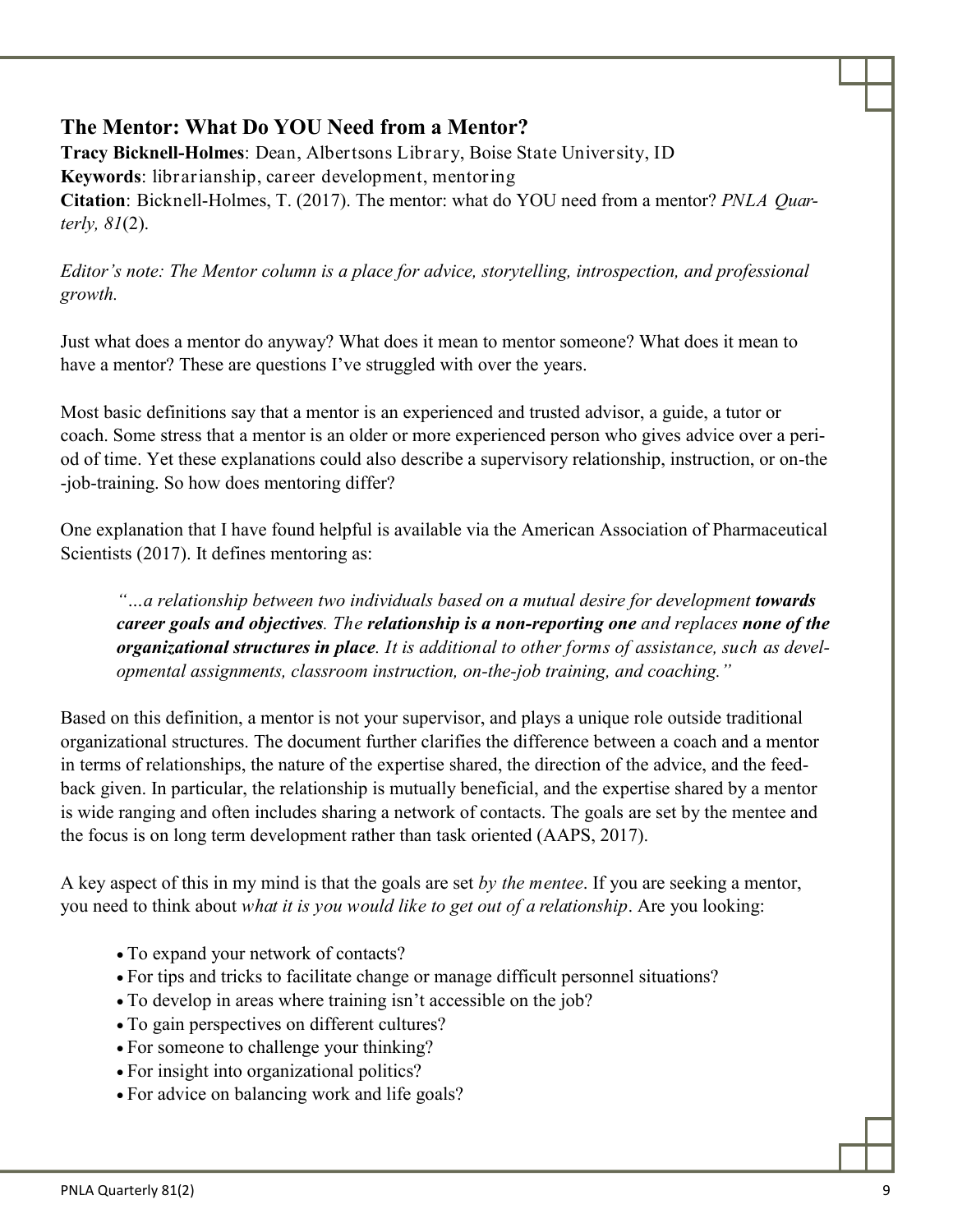## The Mentor: What Do YOU Need from a Mentor?

**Tracy Bicknell-Holmes**: Dean, Albertsons Library, Boise State University, ID
**Keywords**: librarianship, career development, mentoring
**Citation**: Bicknell-Holmes, T. (2017). The mentor: what do YOU need from a mentor? *PNLA Quarterly, 81*(2).

*Editor's note: The Mentor column is a place for advice, storytelling, introspection, and professional growth.*

Just what does a mentor do anyway? What does it mean to mentor someone? What does it mean to have a mentor? These are questions I've struggled with over the years.

Most basic definitions say that a mentor is an experienced and trusted advisor, a guide, a tutor or coach. Some stress that a mentor is an older or more experienced person who gives advice over a period of time. Yet these explanations could also describe a supervisory relationship, instruction, or on-the-job-training. So how does mentoring differ?

One explanation that I have found helpful is available via the American Association of Pharmaceutical Scientists (2017). It defines mentoring as:

> *"…a relationship between two individuals based on a mutual desire for development* ***towards career goals and objectives****. The* ***relationship is a non-reporting one*** *and replaces* ***none of the organizational structures in place****. It is additional to other forms of assistance, such as developmental assignments, classroom instruction, on-the-job training, and coaching."*

Based on this definition, a mentor is not your supervisor, and plays a unique role outside traditional organizational structures. The document further clarifies the difference between a coach and a mentor in terms of relationships, the nature of the expertise shared, the direction of the advice, and the feedback given. In particular, the relationship is mutually beneficial, and the expertise shared by a mentor is wide ranging and often includes sharing a network of contacts. The goals are set by the mentee and the focus is on long term development rather than task oriented (AAPS, 2017).

A key aspect of this in my mind is that the goals are set *by the mentee*. If you are seeking a mentor, you need to think about *what it is you would like to get out of a relationship*. Are you looking:

- To expand your network of contacts?
- For tips and tricks to facilitate change or manage difficult personnel situations?
- To develop in areas where training isn't accessible on the job?
- To gain perspectives on different cultures?
- For someone to challenge your thinking?
- For insight into organizational politics?
- For advice on balancing work and life goals?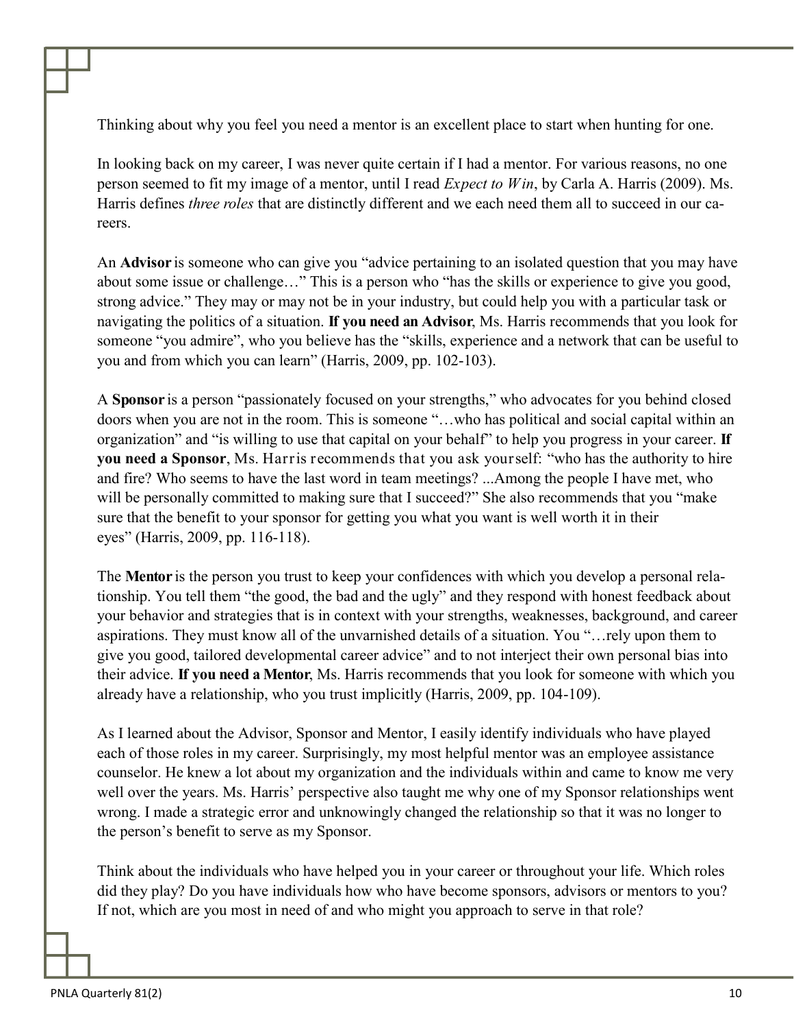Thinking about why you feel you need a mentor is an excellent place to start when hunting for one.

In looking back on my career, I was never quite certain if I had a mentor. For various reasons, no one person seemed to fit my image of a mentor, until I read *Expect to Win*, by Carla A. Harris (2009). Ms. Harris defines *three roles* that are distinctly different and we each need them all to succeed in our careers.

An **Advisor** is someone who can give you "advice pertaining to an isolated question that you may have about some issue or challenge…" This is a person who "has the skills or experience to give you good, strong advice." They may or may not be in your industry, but could help you with a particular task or navigating the politics of a situation. **If you need an Advisor**, Ms. Harris recommends that you look for someone "you admire", who you believe has the "skills, experience and a network that can be useful to you and from which you can learn" (Harris, 2009, pp. 102-103).

A **Sponsor** is a person "passionately focused on your strengths," who advocates for you behind closed doors when you are not in the room. This is someone "…who has political and social capital within an organization" and "is willing to use that capital on your behalf" to help you progress in your career. **If you need a Sponsor**, Ms. Harris recommends that you ask yourself: "who has the authority to hire and fire? Who seems to have the last word in team meetings? ...Among the people I have met, who will be personally committed to making sure that I succeed?" She also recommends that you "make sure that the benefit to your sponsor for getting you what you want is well worth it in their eyes" (Harris, 2009, pp. 116-118).

The **Mentor** is the person you trust to keep your confidences with which you develop a personal relationship. You tell them "the good, the bad and the ugly" and they respond with honest feedback about your behavior and strategies that is in context with your strengths, weaknesses, background, and career aspirations. They must know all of the unvarnished details of a situation. You "…rely upon them to give you good, tailored developmental career advice" and to not interject their own personal bias into their advice. **If you need a Mentor**, Ms. Harris recommends that you look for someone with which you already have a relationship, who you trust implicitly (Harris, 2009, pp. 104-109).

As I learned about the Advisor, Sponsor and Mentor, I easily identify individuals who have played each of those roles in my career. Surprisingly, my most helpful mentor was an employee assistance counselor. He knew a lot about my organization and the individuals within and came to know me very well over the years. Ms. Harris' perspective also taught me why one of my Sponsor relationships went wrong. I made a strategic error and unknowingly changed the relationship so that it was no longer to the person's benefit to serve as my Sponsor.

Think about the individuals who have helped you in your career or throughout your life. Which roles did they play? Do you have individuals how who have become sponsors, advisors or mentors to you? If not, which are you most in need of and who might you approach to serve in that role?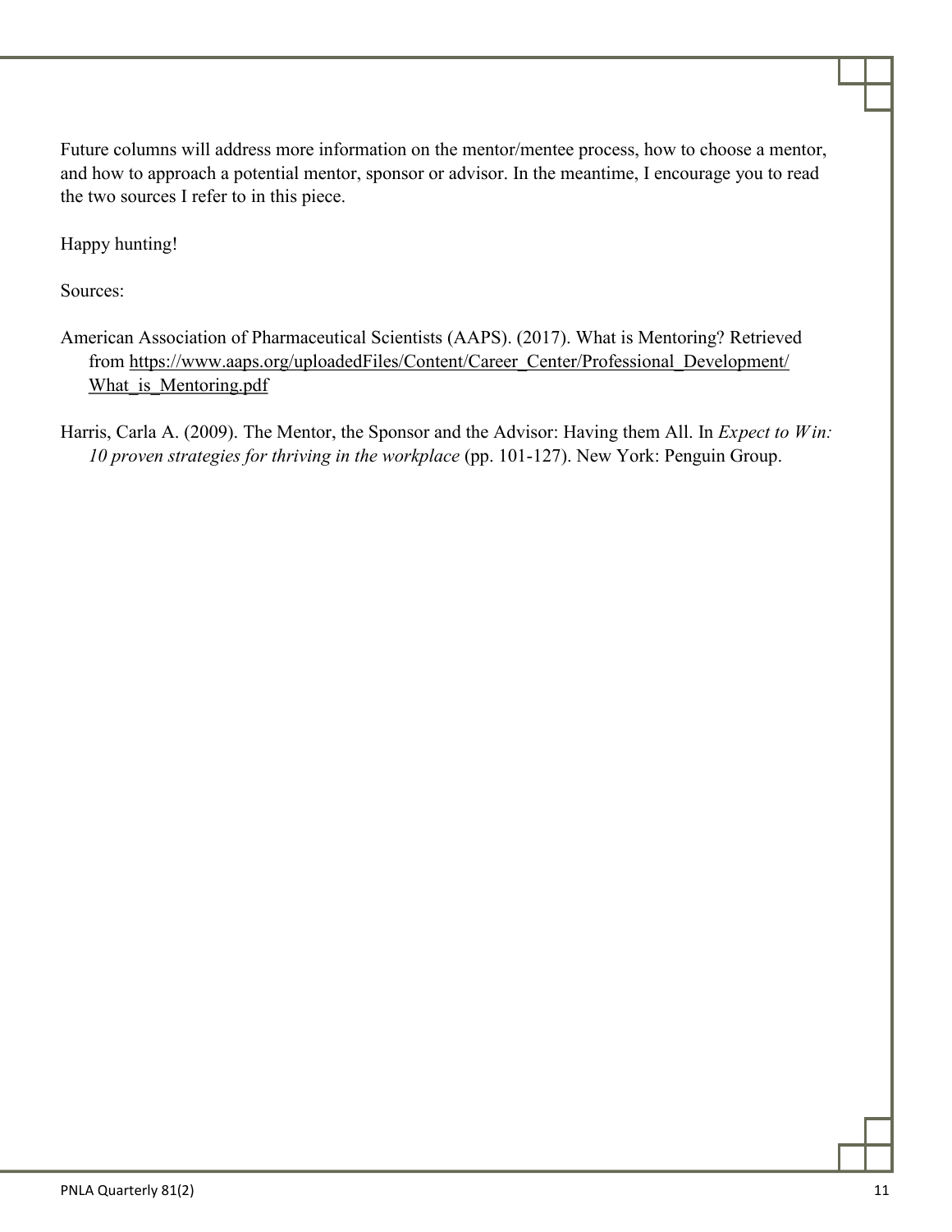Future columns will address more information on the mentor/mentee process, how to choose a mentor, and how to approach a potential mentor, sponsor or advisor. In the meantime, I encourage you to read the two sources I refer to in this piece.

Happy hunting!

Sources:

American Association of Pharmaceutical Scientists (AAPS). (2017). What is Mentoring? Retrieved from https://www.aaps.org/uploadedFiles/Content/Career_Center/Professional_Development/What_is_Mentoring.pdf

Harris, Carla A. (2009). The Mentor, the Sponsor and the Advisor: Having them All. In *Expect to Win: 10 proven strategies for thriving in the workplace* (pp. 101-127). New York: Penguin Group.